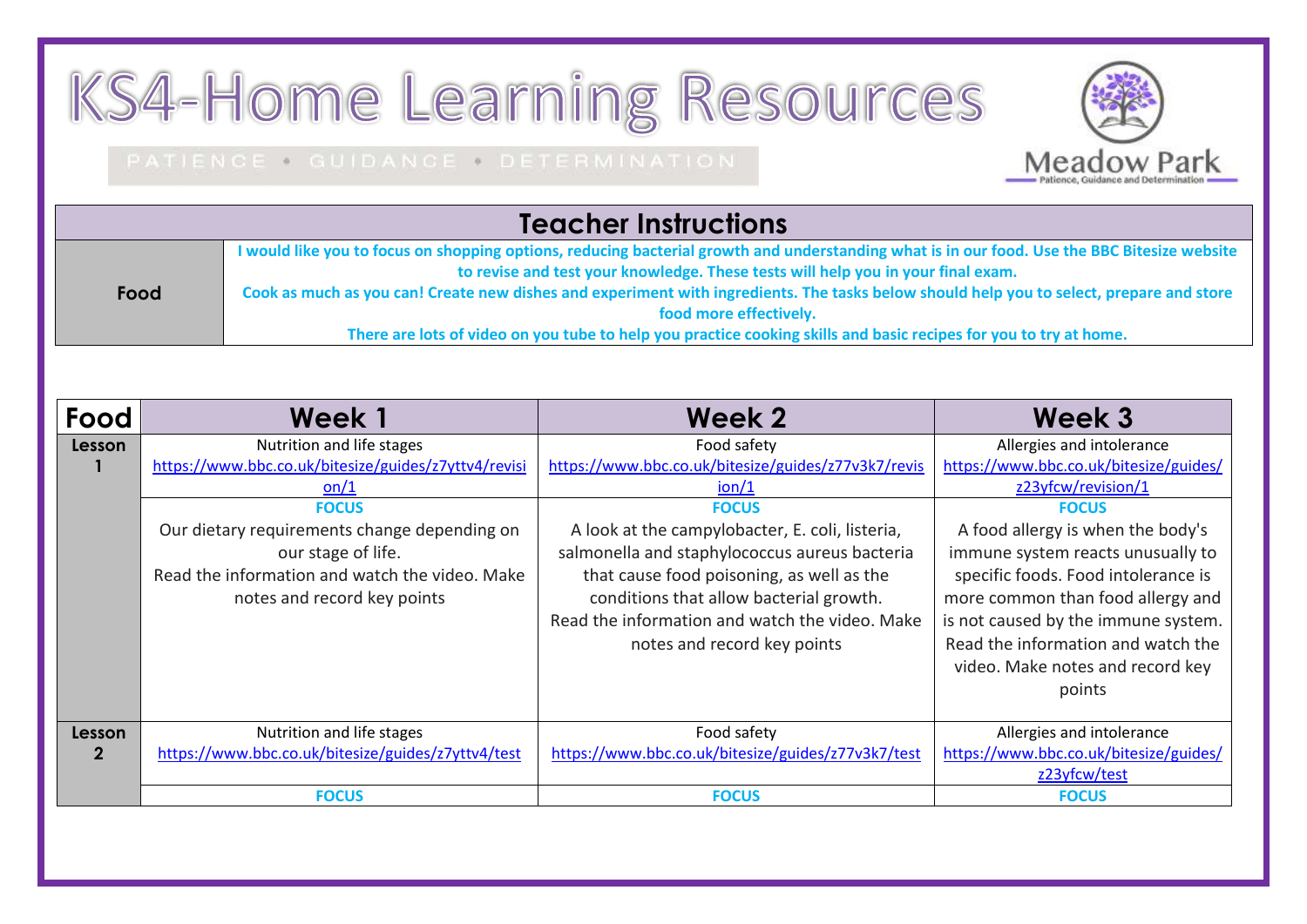# KS4-Home Learning Resources

PATIENCE • GUIDANCE • DETERMINATION

Meadow Park
Patience, Guidance and Determination

## Teacher Instructions

| | |
|---|---|
| **Food** | **I would like you to focus on shopping options, reducing bacterial growth and understanding what is in our food. Use the BBC Bitesize website to revise and test your knowledge. These tests will help you in your final exam.**<br>**Cook as much as you can! Create new dishes and experiment with ingredients. The tasks below should help you to select, prepare and store food more effectively.**<br>**There are lots of video on you tube to help you practice cooking skills and basic recipes for you to try at home.** |

| Food | Week 1 | Week 2 | Week 3 |
|---|---|---|---|
| **Lesson 1** | Nutrition and life stages<br>https://www.bbc.co.uk/bitesize/guides/z7yttv4/revision/1 | Food safety<br>https://www.bbc.co.uk/bitesize/guides/z77v3k7/revision/1 | Allergies and intolerance<br>https://www.bbc.co.uk/bitesize/guides/z23yfcw/revision/1 |
| | **FOCUS**<br>Our dietary requirements change depending on our stage of life.<br>Read the information and watch the video. Make notes and record key points | **FOCUS**<br>A look at the campylobacter, E. coli, listeria, salmonella and staphylococcus aureus bacteria that cause food poisoning, as well as the conditions that allow bacterial growth.<br>Read the information and watch the video. Make notes and record key points | **FOCUS**<br>A food allergy is when the body's immune system reacts unusually to specific foods. Food intolerance is more common than food allergy and is not caused by the immune system.<br>Read the information and watch the video. Make notes and record key points |
| **Lesson 2** | Nutrition and life stages<br>https://www.bbc.co.uk/bitesize/guides/z7yttv4/test | Food safety<br>https://www.bbc.co.uk/bitesize/guides/z77v3k7/test | Allergies and intolerance<br>https://www.bbc.co.uk/bitesize/guides/z23yfcw/test |
| | **FOCUS** | **FOCUS** | **FOCUS** |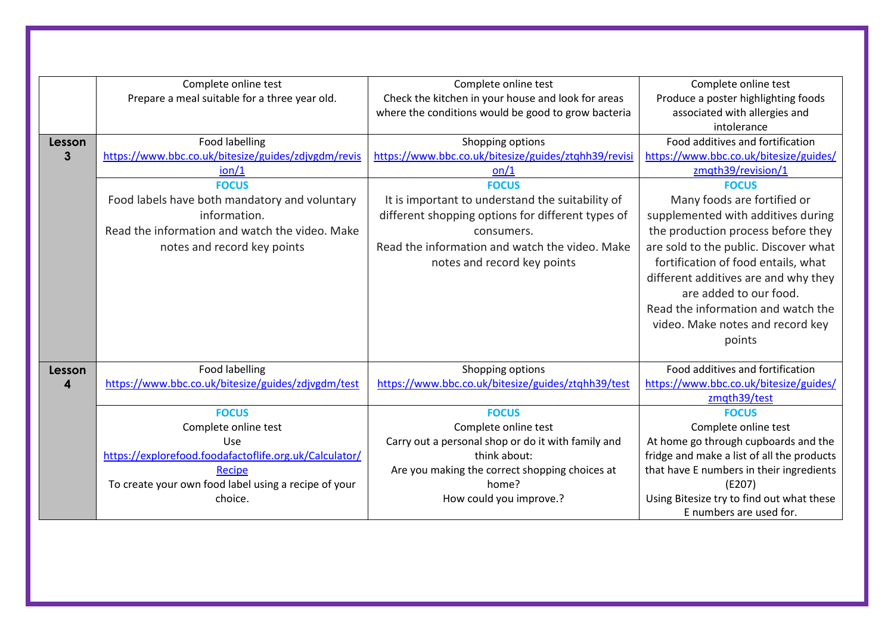| | | | |
|---|---|---|---|
| | Complete online test<br>Prepare a meal suitable for a three year old. | Complete online test<br>Check the kitchen in your house and look for areas where the conditions would be good to grow bacteria | Complete online test<br>Produce a poster highlighting foods associated with allergies and intolerance |
| **Lesson 3** | Food labelling<br>https://www.bbc.co.uk/bitesize/guides/zdjvgdm/revision/1 | Shopping options<br>https://www.bbc.co.uk/bitesize/guides/ztqhh39/revision/1 | Food additives and fortification<br>https://www.bbc.co.uk/bitesize/guides/zmqth39/revision/1 |
| | **FOCUS**<br>Food labels have both mandatory and voluntary information.<br>Read the information and watch the video. Make notes and record key points | **FOCUS**<br>It is important to understand the suitability of different shopping options for different types of consumers.<br>Read the information and watch the video. Make notes and record key points | **FOCUS**<br>Many foods are fortified or supplemented with additives during the production process before they are sold to the public. Discover what fortification of food entails, what different additives are and why they are added to our food.<br>Read the information and watch the video. Make notes and record key points |
| **Lesson 4** | Food labelling<br>https://www.bbc.co.uk/bitesize/guides/zdjvgdm/test | Shopping options<br>https://www.bbc.co.uk/bitesize/guides/ztqhh39/test | Food additives and fortification<br>https://www.bbc.co.uk/bitesize/guides/zmqth39/test |
| | **FOCUS**<br>Complete online test<br>Use<br>https://explorefood.foodafactoflife.org.uk/Calculator/Recipe<br>To create your own food label using a recipe of your choice. | **FOCUS**<br>Complete online test<br>Carry out a personal shop or do it with family and think about:<br>Are you making the correct shopping choices at home?<br>How could you improve.? | **FOCUS**<br>Complete online test<br>At home go through cupboards and the fridge and make a list of all the products that have E numbers in their ingredients (E207)<br>Using Bitesize try to find out what these E numbers are used for. |